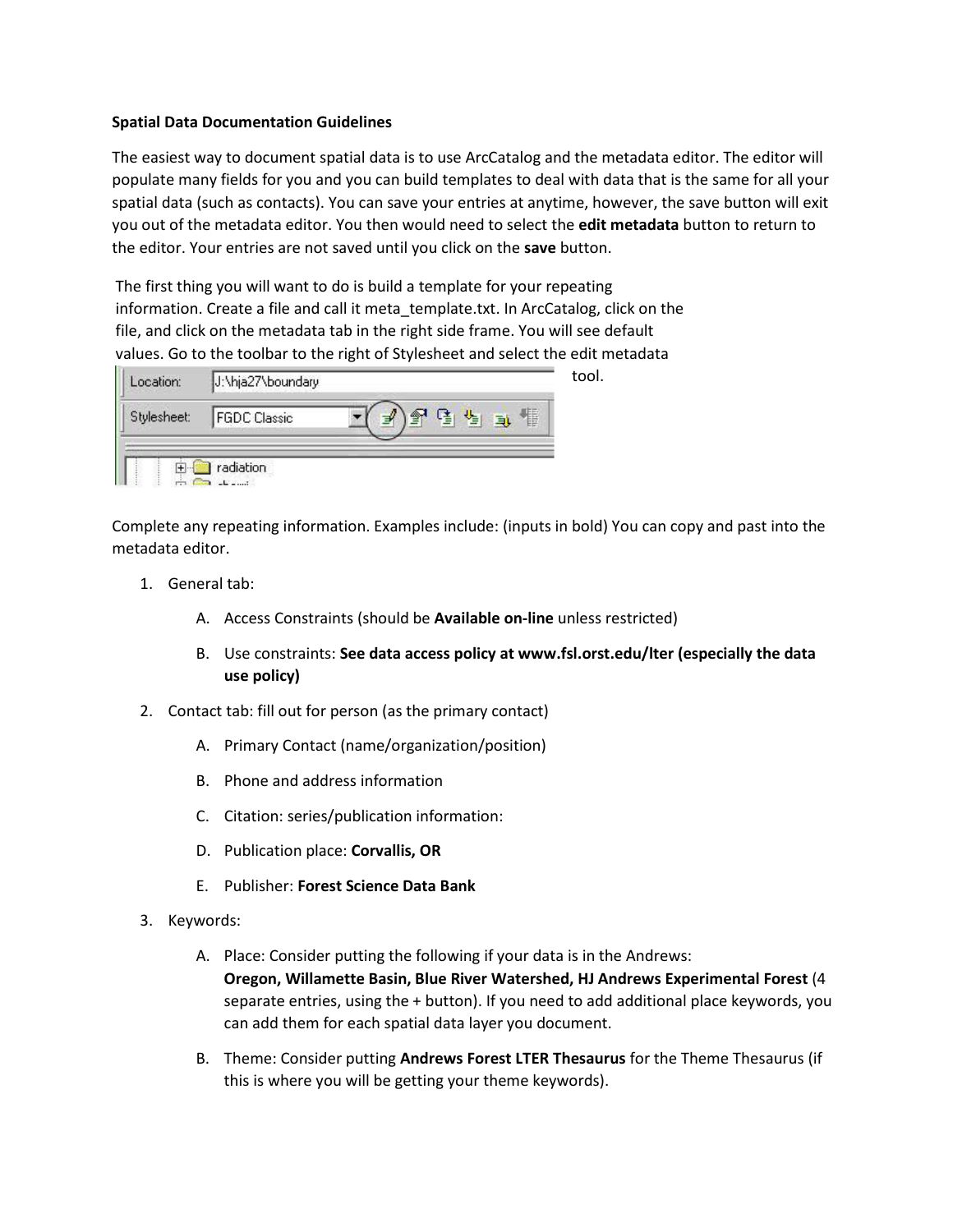**Spatial Data Documentation Guidelines**

The easiest way to document spatial data is to use ArcCatalog and the metadata editor. The editor will populate many fields for you and you can build templates to deal with data that is the same for all your spatial data (such as contacts). You can save your entries at anytime, however, the save button will exit you out of the metadata editor. You then would need to select the **edit metadata** button to return to the editor. Your entries are not saved until you click on the **save** button.

The first thing you will want to do is build a template for your repeating information. Create a file and call it meta_template.txt. In ArcCatalog, click on the file, and click on the metadata tab in the right side frame. You will see default values. Go to the toolbar to the right of Stylesheet and select the edit metadata tool.

Complete any repeating information. Examples include: (inputs in bold) You can copy and past into the metadata editor.

1. General tab:
    A. Access Constraints (should be **Available on-line** unless restricted)
    B. Use constraints: **See data access policy at www.fsl.orst.edu/lter (especially the data use policy)**
2. Contact tab: fill out for person (as the primary contact)
    A. Primary Contact (name/organization/position)
    B. Phone and address information
    C. Citation: series/publication information:
    D. Publication place: **Corvallis, OR**
    E. Publisher: **Forest Science Data Bank**
3. Keywords:
    A. Place: Consider putting the following if your data is in the Andrews: **Oregon, Willamette Basin, Blue River Watershed, HJ Andrews Experimental Forest** (4 separate entries, using the + button). If you need to add additional place keywords, you can add them for each spatial data layer you document.
    B. Theme: Consider putting **Andrews Forest LTER Thesaurus** for the Theme Thesaurus (if this is where you will be getting your theme keywords).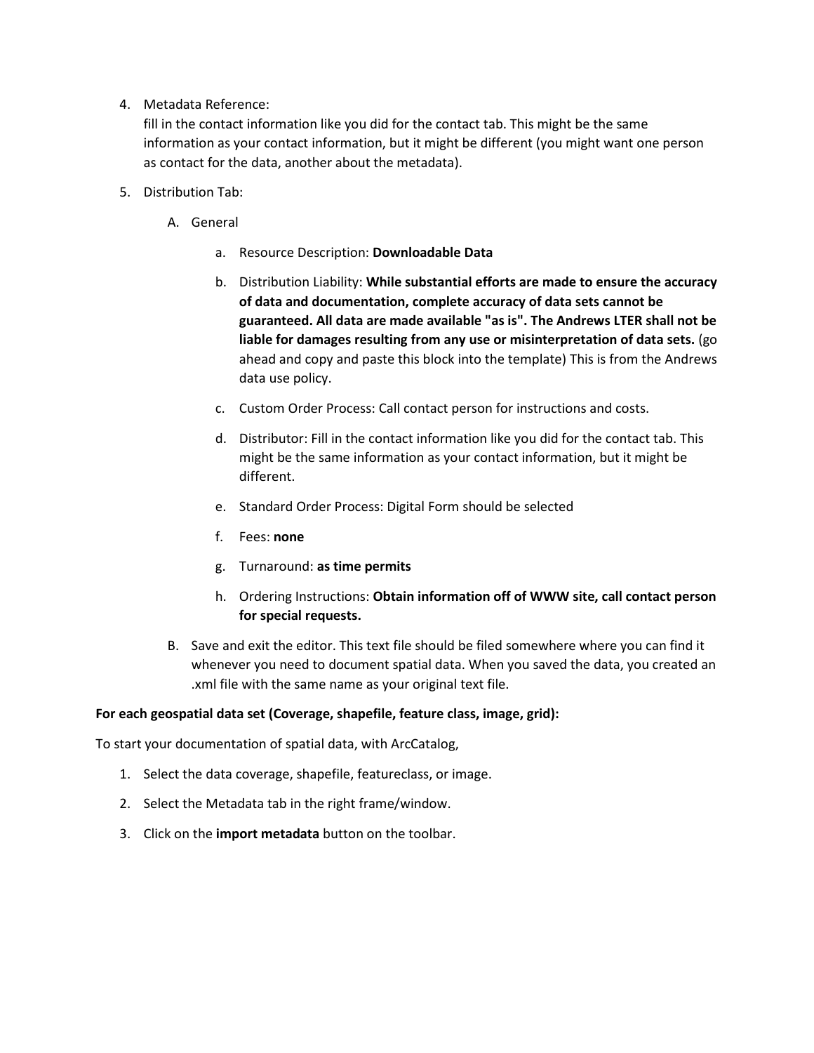4. Metadata Reference:
   fill in the contact information like you did for the contact tab. This might be the same information as your contact information, but it might be different (you might want one person as contact for the data, another about the metadata).

5. Distribution Tab:

   A. General

      a. Resource Description: **Downloadable Data**

      b. Distribution Liability: **While substantial efforts are made to ensure the accuracy of data and documentation, complete accuracy of data sets cannot be guaranteed. All data are made available "as is". The Andrews LTER shall not be liable for damages resulting from any use or misinterpretation of data sets.** (go ahead and copy and paste this block into the template) This is from the Andrews data use policy.

      c. Custom Order Process: Call contact person for instructions and costs.

      d. Distributor: Fill in the contact information like you did for the contact tab. This might be the same information as your contact information, but it might be different.

      e. Standard Order Process: Digital Form should be selected

      f. Fees: **none**

      g. Turnaround: **as time permits**

      h. Ordering Instructions: **Obtain information off of WWW site, call contact person for special requests.**

   B. Save and exit the editor. This text file should be filed somewhere where you can find it whenever you need to document spatial data. When you saved the data, you created an .xml file with the same name as your original text file.

**For each geospatial data set (Coverage, shapefile, feature class, image, grid):**

To start your documentation of spatial data, with ArcCatalog,

1. Select the data coverage, shapefile, featureclass, or image.
2. Select the Metadata tab in the right frame/window.
3. Click on the **import metadata** button on the toolbar.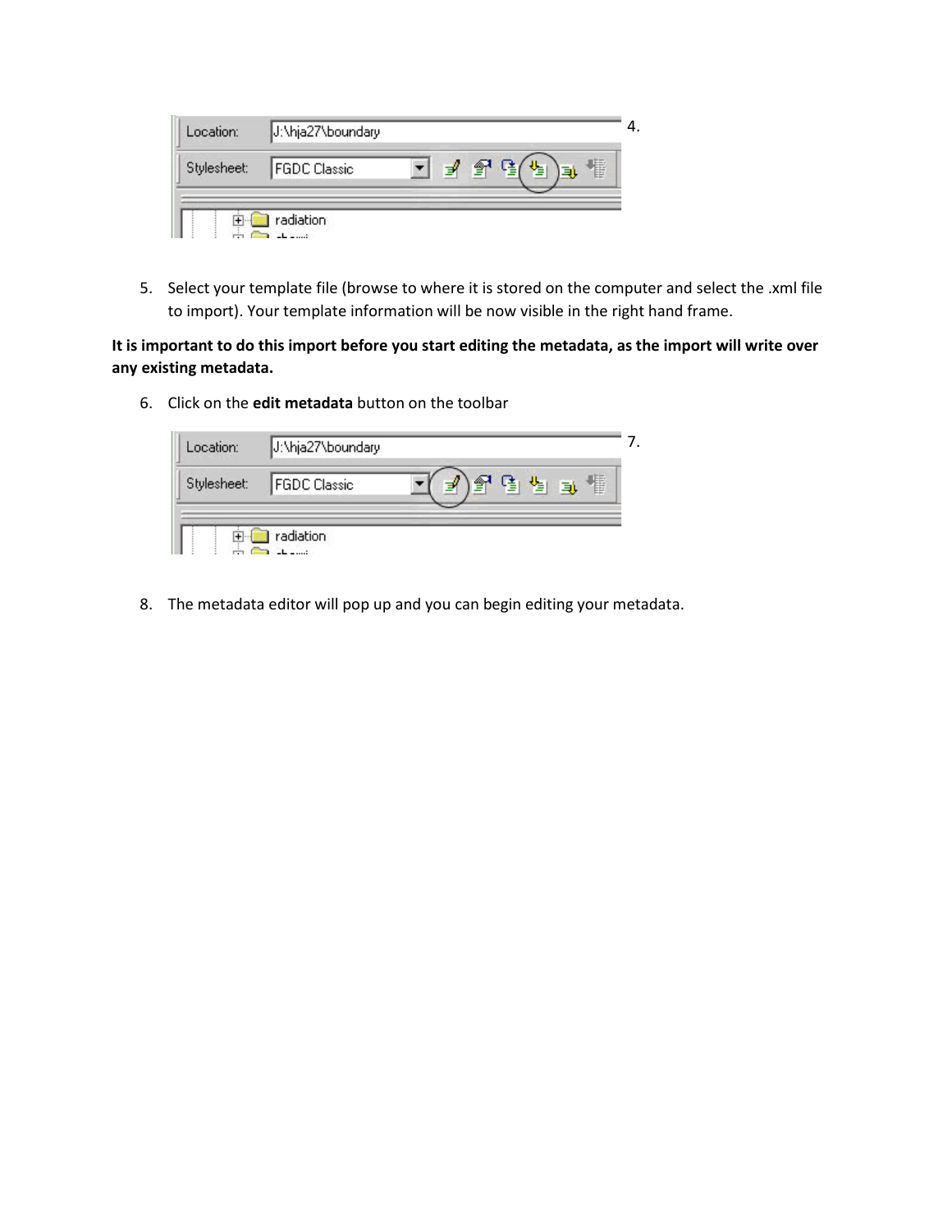4.

5. Select your template file (browse to where it is stored on the computer and select the .xml file to import). Your template information will be now visible in the right hand frame.

**It is important to do this import before you start editing the metadata, as the import will write over any existing metadata.**

6. Click on the **edit metadata** button on the toolbar

7.

8. The metadata editor will pop up and you can begin editing your metadata.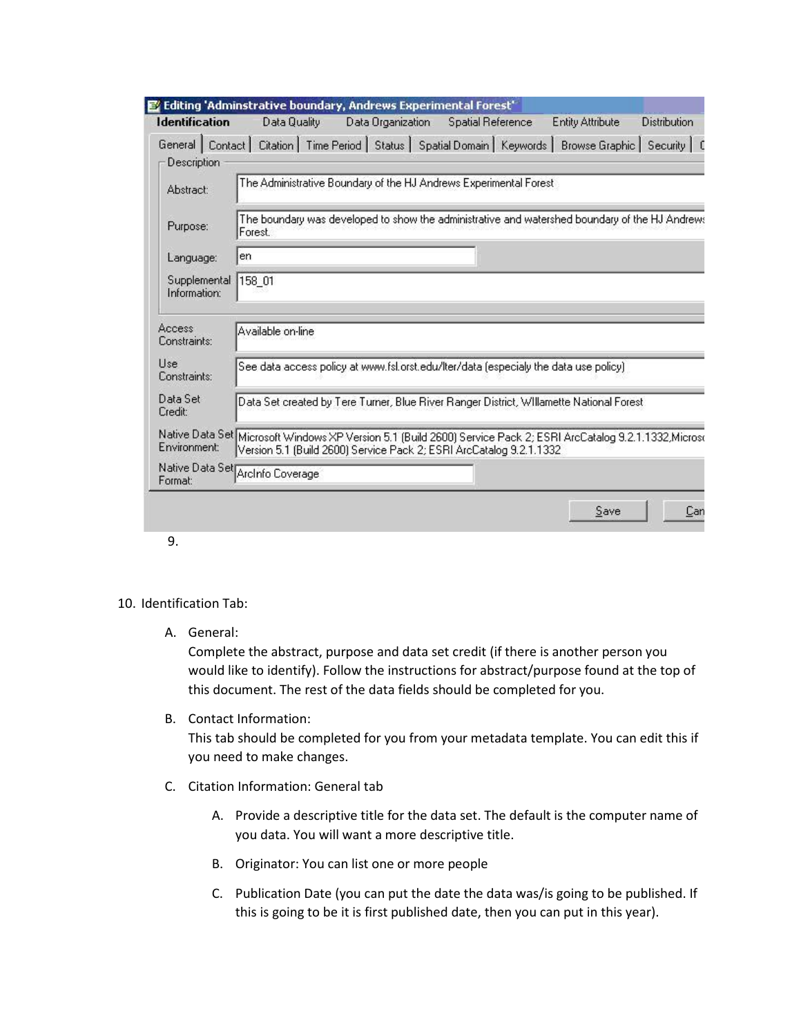**Editing 'Adminstrative boundary, Andrews Experimental Forest'**

Identification | Data Quality | Data Organization | Spatial Reference | Entity Attribute | Distribution

General | Contact | Citation | Time Period | Status | Spatial Domain | Keywords | Browse Graphic | Security

Description

| Field | Value |
| --- | --- |
| Abstract: | The Administrative Boundary of the HJ Andrews Experimental Forest |
| Purpose: | The boundary was developed to show the administrative and watershed boundary of the HJ Andrews Forest. |
| Language: | en |
| Supplemental Information: | 158_01 |
| Access Constraints: | Available on-line |
| Use Constraints: | See data access policy at www.fsl.orst.edu/lter/data (especialy the data use policy) |
| Data Set Credit: | Data Set created by Tere Turner, Blue River Ranger District, WIllamette National Forest |
| Native Data Set Environment: | Microsoft Windows XP Version 5.1 (Build 2600) Service Pack 2; ESRI ArcCatalog 9.2.1.1332,Micros Version 5.1 (Build 2600) Service Pack 2; ESRI ArcCatalog 9.2.1.1332 |
| Native Data Set Format: | ArcInfo Coverage |

Save | Can

9.

10. Identification Tab:

    A. General:
    Complete the abstract, purpose and data set credit (if there is another person you would like to identify). Follow the instructions for abstract/purpose found at the top of this document. The rest of the data fields should be completed for you.

    B. Contact Information:
    This tab should be completed for you from your metadata template. You can edit this if you need to make changes.

    C. Citation Information: General tab

        A. Provide a descriptive title for the data set. The default is the computer name of you data. You will want a more descriptive title.

        B. Originator: You can list one or more people

        C. Publication Date (you can put the date the data was/is going to be published. If this is going to be it is first published date, then you can put in this year).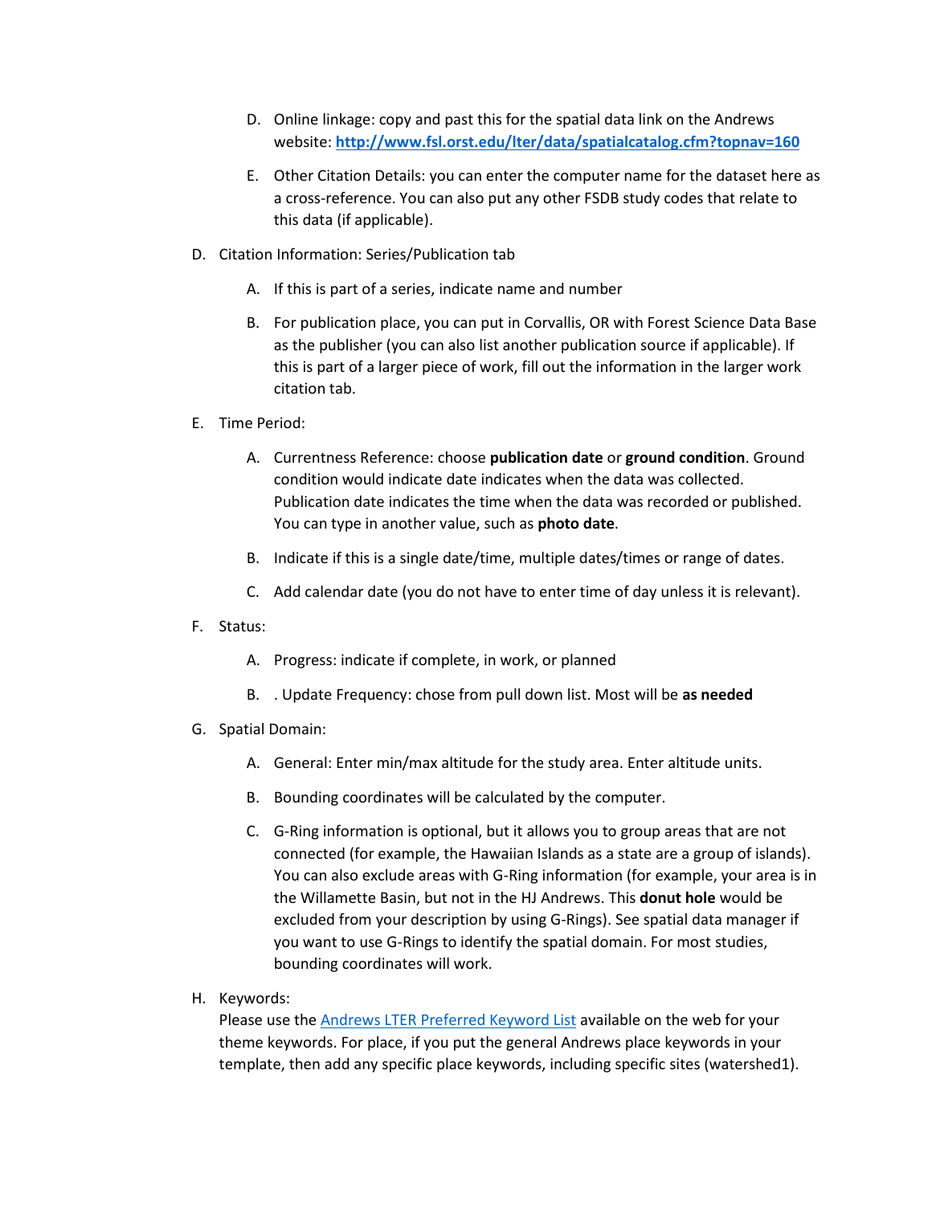D. Online linkage: copy and past this for the spatial data link on the Andrews website: **http://www.fsl.orst.edu/lter/data/spatialcatalog.cfm?topnav=160**

   E. Other Citation Details: you can enter the computer name for the dataset here as a cross-reference. You can also put any other FSDB study codes that relate to this data (if applicable).

D. Citation Information: Series/Publication tab

   A. If this is part of a series, indicate name and number

   B. For publication place, you can put in Corvallis, OR with Forest Science Data Base as the publisher (you can also list another publication source if applicable). If this is part of a larger piece of work, fill out the information in the larger work citation tab.

E. Time Period:

   A. Currentness Reference: choose **publication date** or **ground condition**. Ground condition would indicate date indicates when the data was collected. Publication date indicates the time when the data was recorded or published. You can type in another value, such as **photo date**.

   B. Indicate if this is a single date/time, multiple dates/times or range of dates.

   C. Add calendar date (you do not have to enter time of day unless it is relevant).

F. Status:

   A. Progress: indicate if complete, in work, or planned

   B. . Update Frequency: chose from pull down list. Most will be **as needed**

G. Spatial Domain:

   A. General: Enter min/max altitude for the study area. Enter altitude units.

   B. Bounding coordinates will be calculated by the computer.

   C. G-Ring information is optional, but it allows you to group areas that are not connected (for example, the Hawaiian Islands as a state are a group of islands). You can also exclude areas with G-Ring information (for example, your area is in the Willamette Basin, but not in the HJ Andrews. This **donut hole** would be excluded from your description by using G-Rings). See spatial data manager if you want to use G-Rings to identify the spatial domain. For most studies, bounding coordinates will work.

H. Keywords:
Please use the Andrews LTER Preferred Keyword List available on the web for your theme keywords. For place, if you put the general Andrews place keywords in your template, then add any specific place keywords, including specific sites (watershed1).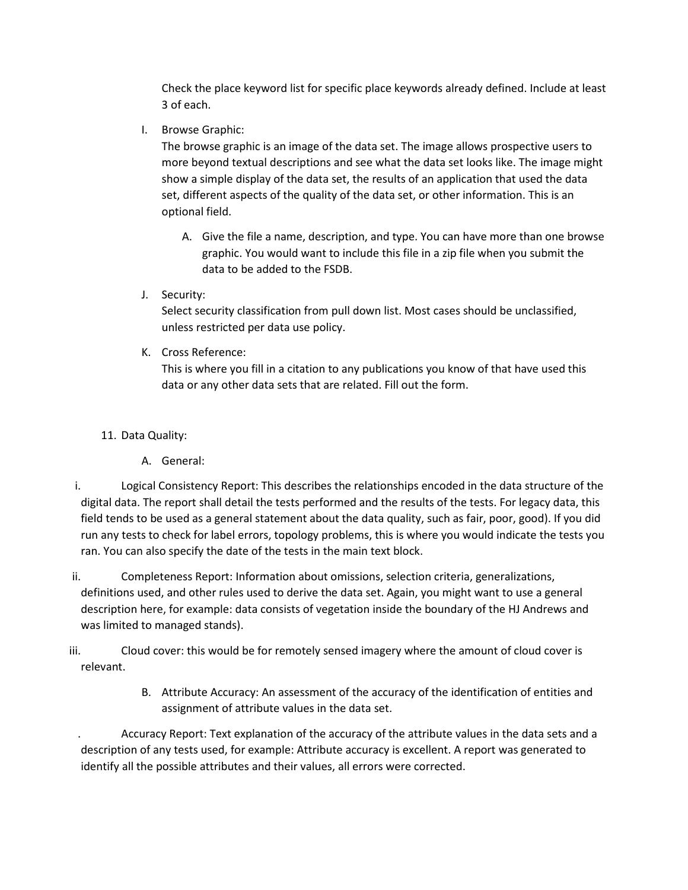Check the place keyword list for specific place keywords already defined. Include at least 3 of each.

I. Browse Graphic:
The browse graphic is an image of the data set. The image allows prospective users to more beyond textual descriptions and see what the data set looks like. The image might show a simple display of the data set, the results of an application that used the data set, different aspects of the quality of the data set, or other information. This is an optional field.

   A. Give the file a name, description, and type. You can have more than one browse graphic. You would want to include this file in a zip file when you submit the data to be added to the FSDB.

J. Security:
Select security classification from pull down list. Most cases should be unclassified, unless restricted per data use policy.

K. Cross Reference:
This is where you fill in a citation to any publications you know of that have used this data or any other data sets that are related. Fill out the form.

11. Data Quality:

   A. General:

i. Logical Consistency Report: This describes the relationships encoded in the data structure of the digital data. The report shall detail the tests performed and the results of the tests. For legacy data, this field tends to be used as a general statement about the data quality, such as fair, poor, good). If you did run any tests to check for label errors, topology problems, this is where you would indicate the tests you ran. You can also specify the date of the tests in the main text block.

ii. Completeness Report: Information about omissions, selection criteria, generalizations, definitions used, and other rules used to derive the data set. Again, you might want to use a general description here, for example: data consists of vegetation inside the boundary of the HJ Andrews and was limited to managed stands).

iii. Cloud cover: this would be for remotely sensed imagery where the amount of cloud cover is relevant.

   B. Attribute Accuracy: An assessment of the accuracy of the identification of entities and assignment of attribute values in the data set.

. Accuracy Report: Text explanation of the accuracy of the attribute values in the data sets and a description of any tests used, for example: Attribute accuracy is excellent. A report was generated to identify all the possible attributes and their values, all errors were corrected.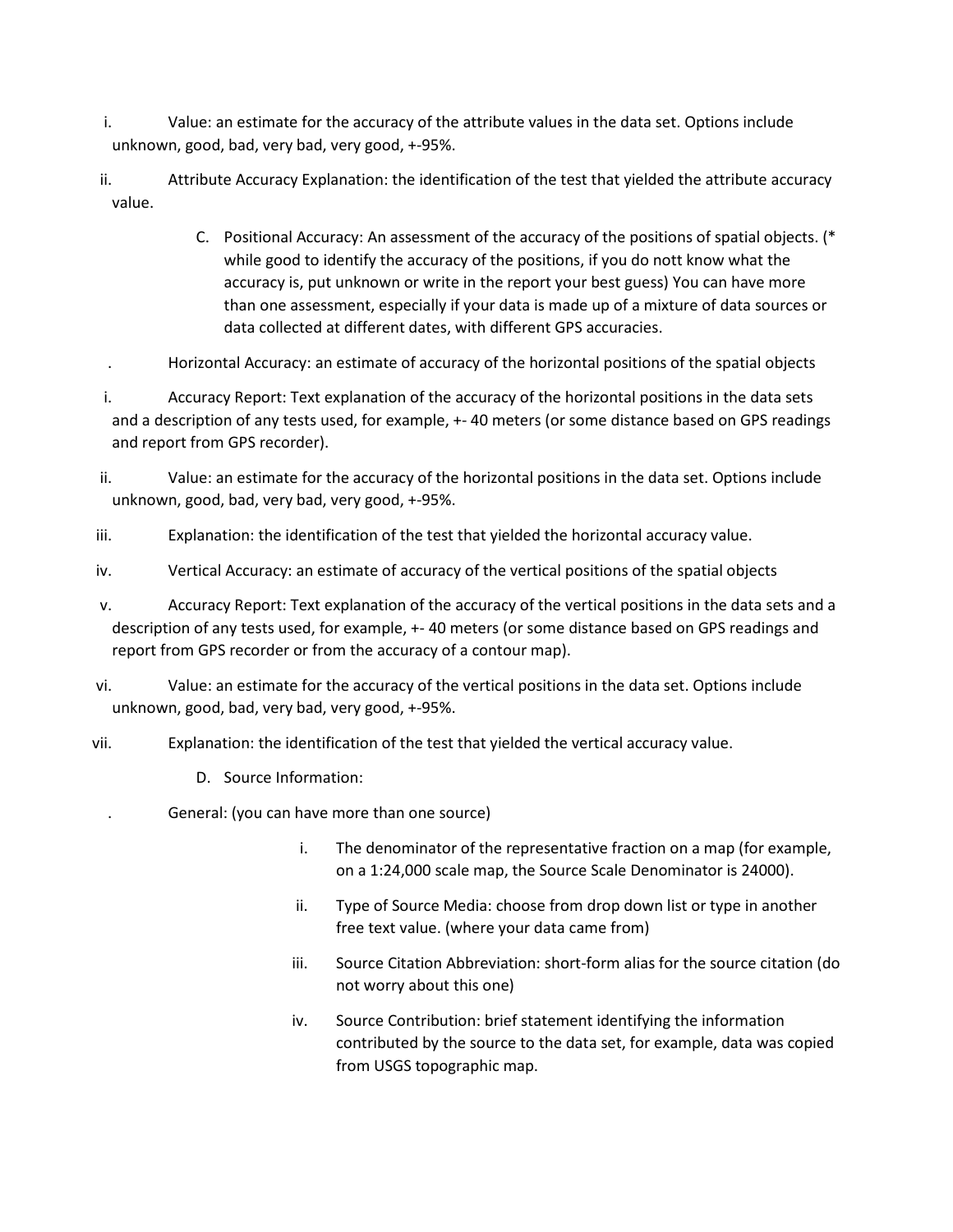i. Value: an estimate for the accuracy of the attribute values in the data set. Options include unknown, good, bad, very bad, very good, +-95%.

ii. Attribute Accuracy Explanation: the identification of the test that yielded the attribute accuracy value.

C. Positional Accuracy: An assessment of the accuracy of the positions of spatial objects. (* while good to identify the accuracy of the positions, if you do nott know what the accuracy is, put unknown or write in the report your best guess) You can have more than one assessment, especially if your data is made up of a mixture of data sources or data collected at different dates, with different GPS accuracies.

. Horizontal Accuracy: an estimate of accuracy of the horizontal positions of the spatial objects

i. Accuracy Report: Text explanation of the accuracy of the horizontal positions in the data sets and a description of any tests used, for example, +- 40 meters (or some distance based on GPS readings and report from GPS recorder).

ii. Value: an estimate for the accuracy of the horizontal positions in the data set. Options include unknown, good, bad, very bad, very good, +-95%.

iii. Explanation: the identification of the test that yielded the horizontal accuracy value.

iv. Vertical Accuracy: an estimate of accuracy of the vertical positions of the spatial objects

v. Accuracy Report: Text explanation of the accuracy of the vertical positions in the data sets and a description of any tests used, for example, +- 40 meters (or some distance based on GPS readings and report from GPS recorder or from the accuracy of a contour map).

vi. Value: an estimate for the accuracy of the vertical positions in the data set. Options include unknown, good, bad, very bad, very good, +-95%.

vii. Explanation: the identification of the test that yielded the vertical accuracy value.

D. Source Information:

. General: (you can have more than one source)

i. The denominator of the representative fraction on a map (for example, on a 1:24,000 scale map, the Source Scale Denominator is 24000).

ii. Type of Source Media: choose from drop down list or type in another free text value. (where your data came from)

iii. Source Citation Abbreviation: short-form alias for the source citation (do not worry about this one)

iv. Source Contribution: brief statement identifying the information contributed by the source to the data set, for example, data was copied from USGS topographic map.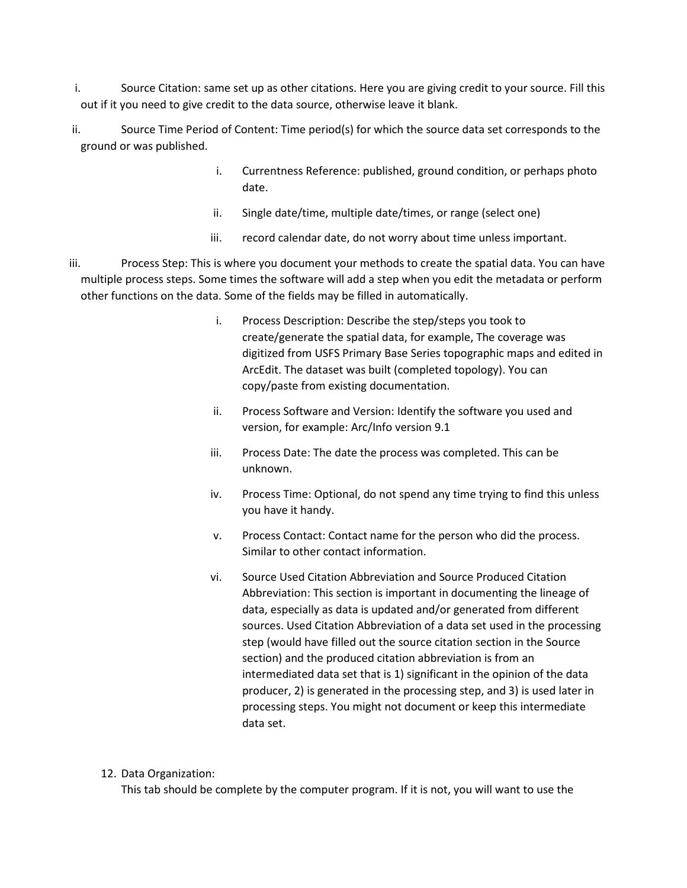i. Source Citation: same set up as other citations. Here you are giving credit to your source. Fill this out if it you need to give credit to the data source, otherwise leave it blank.

ii. Source Time Period of Content: Time period(s) for which the source data set corresponds to the ground or was published.

   i. Currentness Reference: published, ground condition, or perhaps photo date.

   ii. Single date/time, multiple date/times, or range (select one)

   iii. record calendar date, do not worry about time unless important.

iii. Process Step: This is where you document your methods to create the spatial data. You can have multiple process steps. Some times the software will add a step when you edit the metadata or perform other functions on the data. Some of the fields may be filled in automatically.

   i. Process Description: Describe the step/steps you took to create/generate the spatial data, for example, The coverage was digitized from USFS Primary Base Series topographic maps and edited in ArcEdit. The dataset was built (completed topology). You can copy/paste from existing documentation.

   ii. Process Software and Version: Identify the software you used and version, for example: Arc/Info version 9.1

   iii. Process Date: The date the process was completed. This can be unknown.

   iv. Process Time: Optional, do not spend any time trying to find this unless you have it handy.

   v. Process Contact: Contact name for the person who did the process. Similar to other contact information.

   vi. Source Used Citation Abbreviation and Source Produced Citation Abbreviation: This section is important in documenting the lineage of data, especially as data is updated and/or generated from different sources. Used Citation Abbreviation of a data set used in the processing step (would have filled out the source citation section in the Source section) and the produced citation abbreviation is from an intermediated data set that is 1) significant in the opinion of the data producer, 2) is generated in the processing step, and 3) is used later in processing steps. You might not document or keep this intermediate data set.

12. Data Organization:
    This tab should be complete by the computer program. If it is not, you will want to use the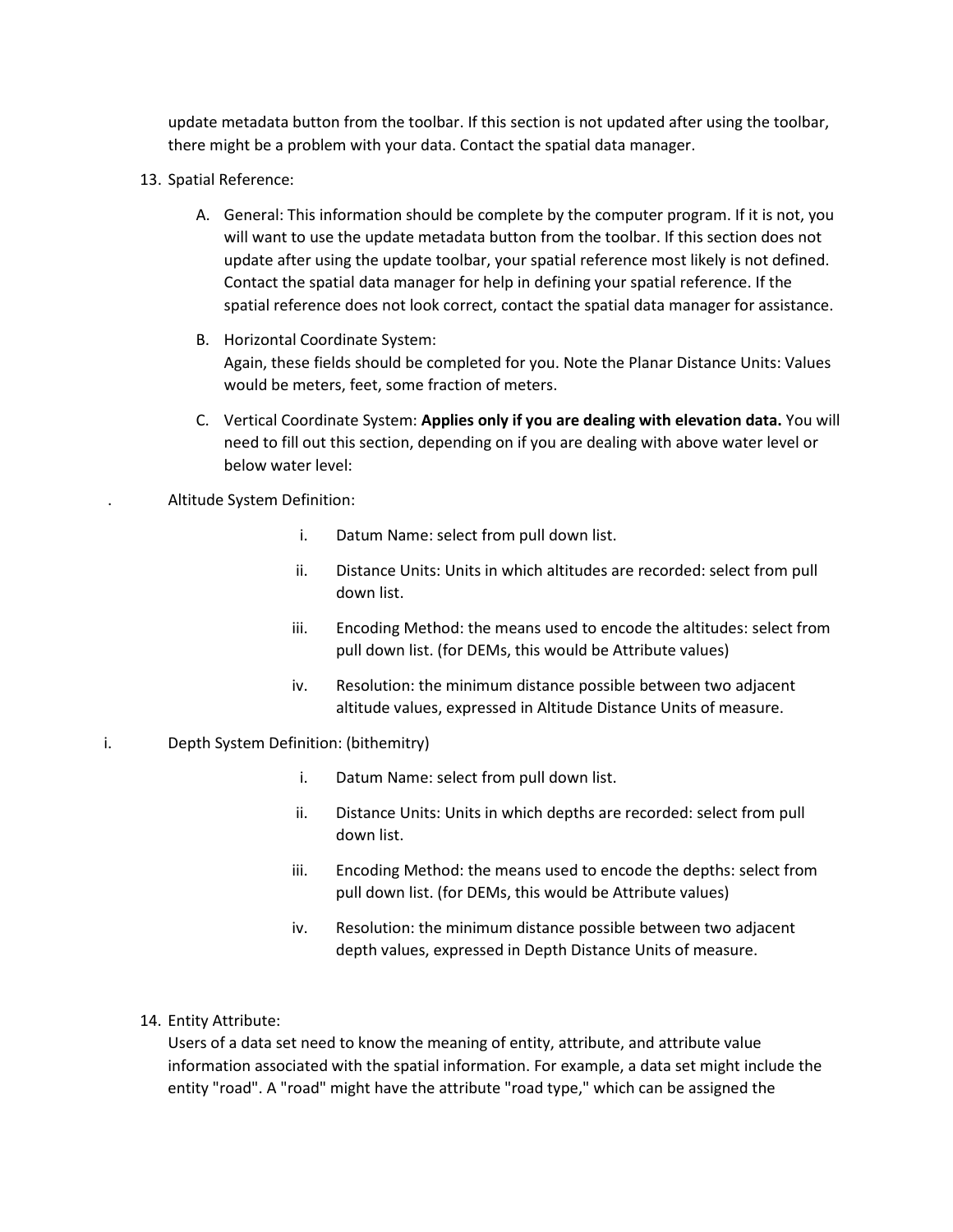update metadata button from the toolbar. If this section is not updated after using the toolbar, there might be a problem with your data. Contact the spatial data manager.

13. Spatial Reference:

    A. General: This information should be complete by the computer program. If it is not, you will want to use the update metadata button from the toolbar. If this section does not update after using the update toolbar, your spatial reference most likely is not defined. Contact the spatial data manager for help in defining your spatial reference. If the spatial reference does not look correct, contact the spatial data manager for assistance.

    B. Horizontal Coordinate System:
    Again, these fields should be completed for you. Note the Planar Distance Units: Values would be meters, feet, some fraction of meters.

    C. Vertical Coordinate System: **Applies only if you are dealing with elevation data.** You will need to fill out this section, depending on if you are dealing with above water level or below water level:

. Altitude System Definition:

   i. Datum Name: select from pull down list.
   ii. Distance Units: Units in which altitudes are recorded: select from pull down list.
   iii. Encoding Method: the means used to encode the altitudes: select from pull down list. (for DEMs, this would be Attribute values)
   iv. Resolution: the minimum distance possible between two adjacent altitude values, expressed in Altitude Distance Units of measure.

i. Depth System Definition: (bithemitry)

   i. Datum Name: select from pull down list.
   ii. Distance Units: Units in which depths are recorded: select from pull down list.
   iii. Encoding Method: the means used to encode the depths: select from pull down list. (for DEMs, this would be Attribute values)
   iv. Resolution: the minimum distance possible between two adjacent depth values, expressed in Depth Distance Units of measure.

14. Entity Attribute:
    Users of a data set need to know the meaning of entity, attribute, and attribute value information associated with the spatial information. For example, a data set might include the entity "road". A "road" might have the attribute "road type," which can be assigned the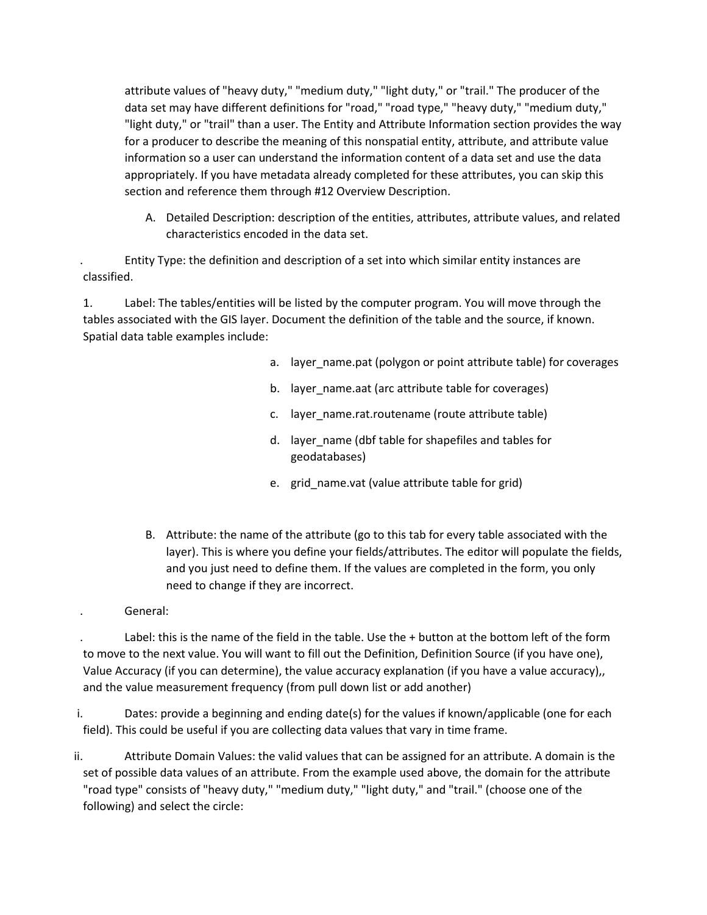attribute values of "heavy duty," "medium duty," "light duty," or "trail." The producer of the data set may have different definitions for "road," "road type," "heavy duty," "medium duty," "light duty," or "trail" than a user. The Entity and Attribute Information section provides the way for a producer to describe the meaning of this nonspatial entity, attribute, and attribute value information so a user can understand the information content of a data set and use the data appropriately. If you have metadata already completed for these attributes, you can skip this section and reference them through #12 Overview Description.

A. Detailed Description: description of the entities, attributes, attribute values, and related characteristics encoded in the data set.

. Entity Type: the definition and description of a set into which similar entity instances are classified.

1. Label: The tables/entities will be listed by the computer program. You will move through the tables associated with the GIS layer. Document the definition of the table and the source, if known. Spatial data table examples include:

   a. layer_name.pat (polygon or point attribute table) for coverages

   b. layer_name.aat (arc attribute table for coverages)

   c. layer_name.rat.routename (route attribute table)

   d. layer_name (dbf table for shapefiles and tables for geodatabases)

   e. grid_name.vat (value attribute table for grid)

B. Attribute: the name of the attribute (go to this tab for every table associated with the layer). This is where you define your fields/attributes. The editor will populate the fields, and you just need to define them. If the values are completed in the form, you only need to change if they are incorrect.

. General:

. Label: this is the name of the field in the table. Use the + button at the bottom left of the form to move to the next value. You will want to fill out the Definition, Definition Source (if you have one), Value Accuracy (if you can determine), the value accuracy explanation (if you have a value accuracy),, and the value measurement frequency (from pull down list or add another)

i. Dates: provide a beginning and ending date(s) for the values if known/applicable (one for each field). This could be useful if you are collecting data values that vary in time frame.

ii. Attribute Domain Values: the valid values that can be assigned for an attribute. A domain is the set of possible data values of an attribute. From the example used above, the domain for the attribute "road type" consists of "heavy duty," "medium duty," "light duty," and "trail." (choose one of the following) and select the circle: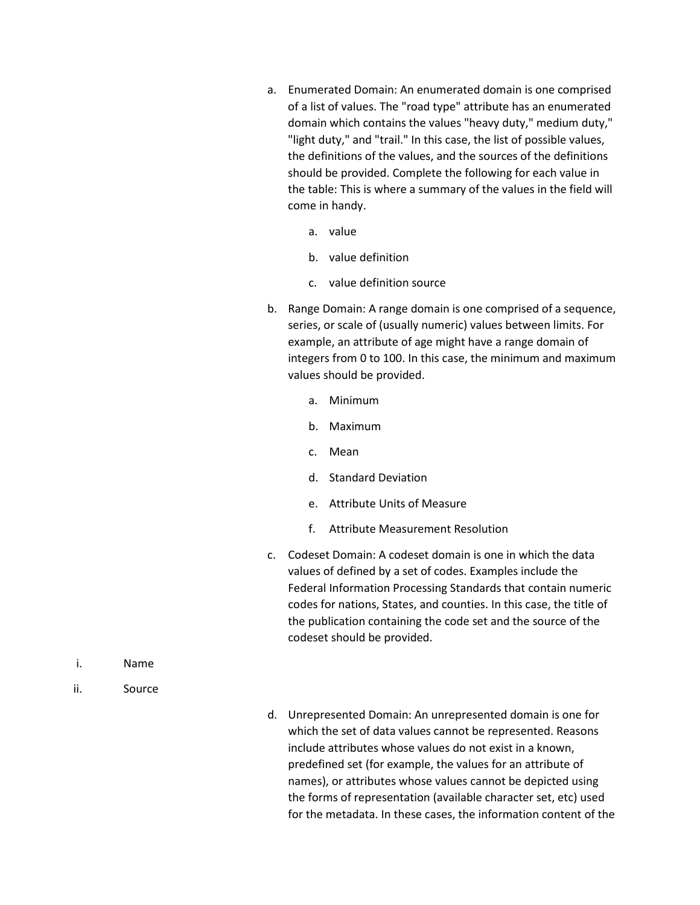a. Enumerated Domain: An enumerated domain is one comprised of a list of values. The "road type" attribute has an enumerated domain which contains the values "heavy duty," medium duty," "light duty," and "trail." In this case, the list of possible values, the definitions of the values, and the sources of the definitions should be provided. Complete the following for each value in the table: This is where a summary of the values in the field will come in handy.

    a. value
    b. value definition
    c. value definition source

b. Range Domain: A range domain is one comprised of a sequence, series, or scale of (usually numeric) values between limits. For example, an attribute of age might have a range domain of integers from 0 to 100. In this case, the minimum and maximum values should be provided.

    a. Minimum
    b. Maximum
    c. Mean
    d. Standard Deviation
    e. Attribute Units of Measure
    f. Attribute Measurement Resolution

c. Codeset Domain: A codeset domain is one in which the data values of defined by a set of codes. Examples include the Federal Information Processing Standards that contain numeric codes for nations, States, and counties. In this case, the title of the publication containing the code set and the source of the codeset should be provided.

    i. Name
    ii. Source

d. Unrepresented Domain: An unrepresented domain is one for which the set of data values cannot be represented. Reasons include attributes whose values do not exist in a known, predefined set (for example, the values for an attribute of names), or attributes whose values cannot be depicted using the forms of representation (available character set, etc) used for the metadata. In these cases, the information content of the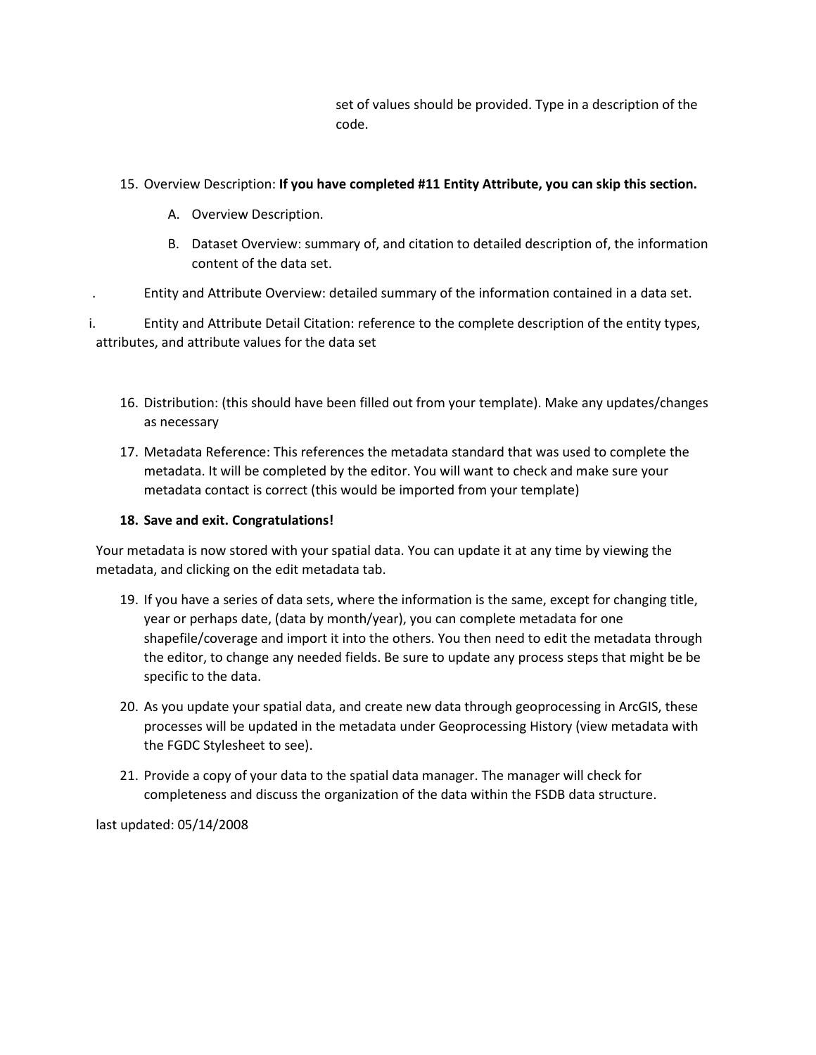set of values should be provided. Type in a description of the code.

15. Overview Description: **If you have completed #11 Entity Attribute, you can skip this section.**

    A. Overview Description.

    B. Dataset Overview: summary of, and citation to detailed description of, the information content of the data set.

. Entity and Attribute Overview: detailed summary of the information contained in a data set.

i. Entity and Attribute Detail Citation: reference to the complete description of the entity types, attributes, and attribute values for the data set

16. Distribution: (this should have been filled out from your template). Make any updates/changes as necessary

17. Metadata Reference: This references the metadata standard that was used to complete the metadata. It will be completed by the editor. You will want to check and make sure your metadata contact is correct (this would be imported from your template)

18. **Save and exit. Congratulations!**

Your metadata is now stored with your spatial data. You can update it at any time by viewing the metadata, and clicking on the edit metadata tab.

19. If you have a series of data sets, where the information is the same, except for changing title, year or perhaps date, (data by month/year), you can complete metadata for one shapefile/coverage and import it into the others. You then need to edit the metadata through the editor, to change any needed fields. Be sure to update any process steps that might be be specific to the data.

20. As you update your spatial data, and create new data through geoprocessing in ArcGIS, these processes will be updated in the metadata under Geoprocessing History (view metadata with the FGDC Stylesheet to see).

21. Provide a copy of your data to the spatial data manager. The manager will check for completeness and discuss the organization of the data within the FSDB data structure.

last updated: 05/14/2008